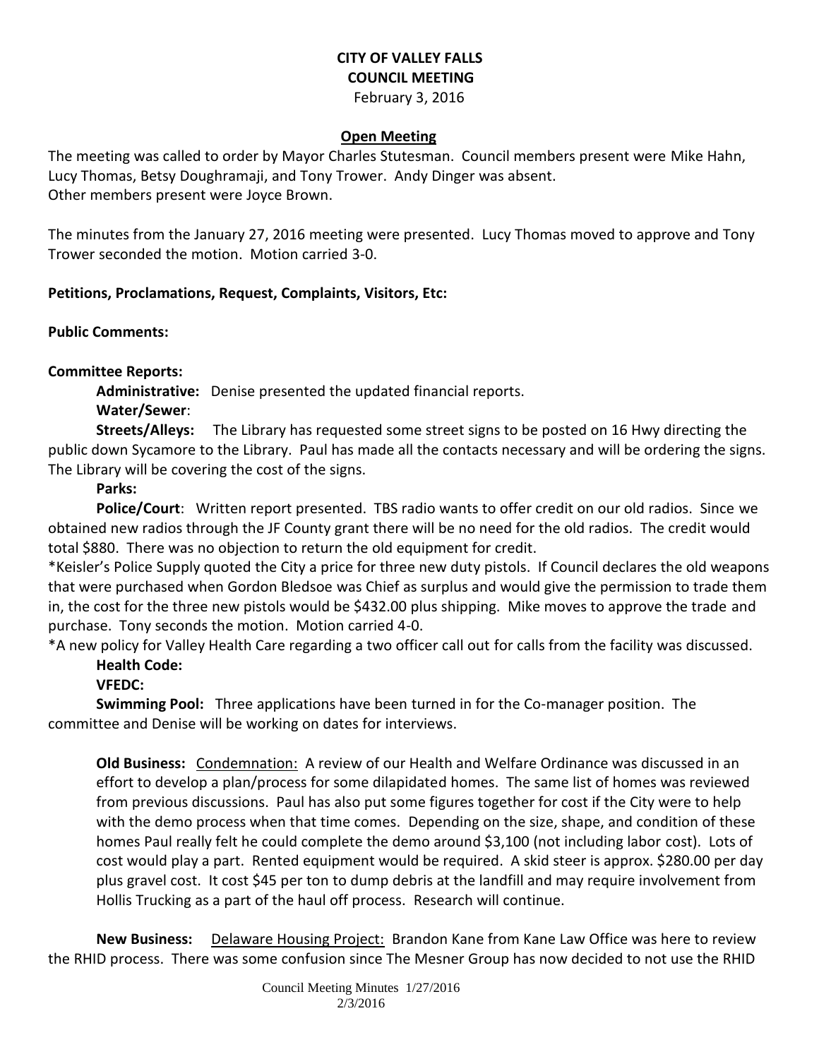**CITY OF VALLEY FALLS**
**COUNCIL MEETING**
February 3, 2016

**Open Meeting**

The meeting was called to order by Mayor Charles Stutesman. Council members present were Mike Hahn, Lucy Thomas, Betsy Doughramaji, and Tony Trower. Andy Dinger was absent.
Other members present were Joyce Brown.

The minutes from the January 27, 2016 meeting were presented. Lucy Thomas moved to approve and Tony Trower seconded the motion. Motion carried 3-0.

**Petitions, Proclamations, Request, Complaints, Visitors, Etc:**

**Public Comments:**

**Committee Reports:**

**Administrative:** Denise presented the updated financial reports.

**Water/Sewer**:

**Streets/Alleys:** The Library has requested some street signs to be posted on 16 Hwy directing the public down Sycamore to the Library. Paul has made all the contacts necessary and will be ordering the signs. The Library will be covering the cost of the signs.

**Parks:**

**Police/Court**: Written report presented. TBS radio wants to offer credit on our old radios. Since we obtained new radios through the JF County grant there will be no need for the old radios. The credit would total $880. There was no objection to return the old equipment for credit.

*Keisler's Police Supply quoted the City a price for three new duty pistols. If Council declares the old weapons that were purchased when Gordon Bledsoe was Chief as surplus and would give the permission to trade them in, the cost for the three new pistols would be $432.00 plus shipping. Mike moves to approve the trade and purchase. Tony seconds the motion. Motion carried 4-0.

*A new policy for Valley Health Care regarding a two officer call out for calls from the facility was discussed.

**Health Code:**

**VFEDC:**

**Swimming Pool:** Three applications have been turned in for the Co-manager position. The committee and Denise will be working on dates for interviews.

**Old Business:** Condemnation: A review of our Health and Welfare Ordinance was discussed in an effort to develop a plan/process for some dilapidated homes. The same list of homes was reviewed from previous discussions. Paul has also put some figures together for cost if the City were to help with the demo process when that time comes. Depending on the size, shape, and condition of these homes Paul really felt he could complete the demo around $3,100 (not including labor cost). Lots of cost would play a part. Rented equipment would be required. A skid steer is approx. $280.00 per day plus gravel cost. It cost $45 per ton to dump debris at the landfill and may require involvement from Hollis Trucking as a part of the haul off process. Research will continue.

**New Business:** Delaware Housing Project: Brandon Kane from Kane Law Office was here to review the RHID process. There was some confusion since The Mesner Group has now decided to not use the RHID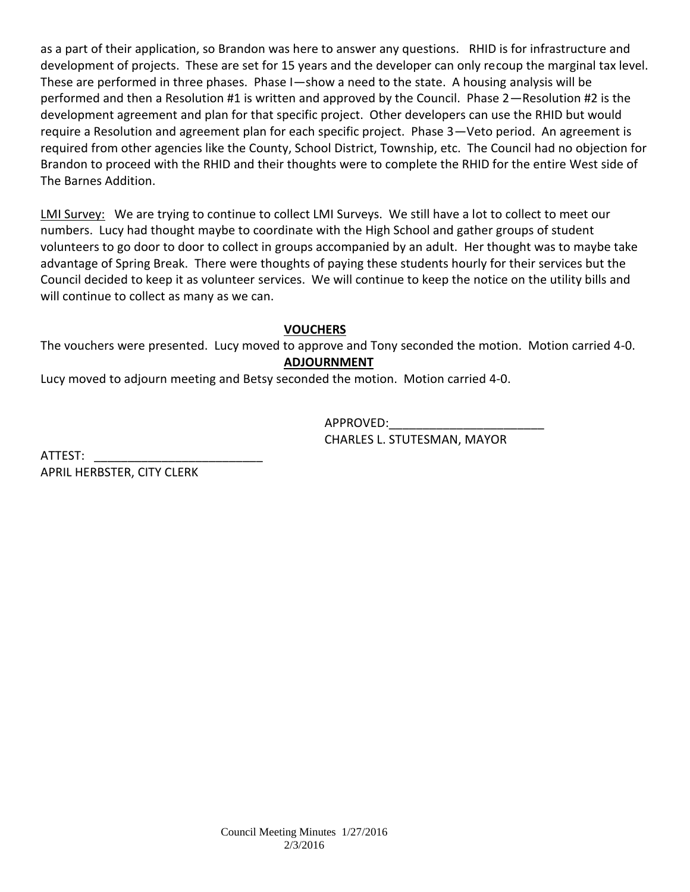as a part of their application, so Brandon was here to answer any questions. RHID is for infrastructure and development of projects. These are set for 15 years and the developer can only recoup the marginal tax level. These are performed in three phases. Phase I—show a need to the state. A housing analysis will be performed and then a Resolution #1 is written and approved by the Council. Phase 2—Resolution #2 is the development agreement and plan for that specific project. Other developers can use the RHID but would require a Resolution and agreement plan for each specific project. Phase 3—Veto period. An agreement is required from other agencies like the County, School District, Township, etc. The Council had no objection for Brandon to proceed with the RHID and their thoughts were to complete the RHID for the entire West side of The Barnes Addition.

LMI Survey: We are trying to continue to collect LMI Surveys. We still have a lot to collect to meet our numbers. Lucy had thought maybe to coordinate with the High School and gather groups of student volunteers to go door to door to collect in groups accompanied by an adult. Her thought was to maybe take advantage of Spring Break. There were thoughts of paying these students hourly for their services but the Council decided to keep it as volunteer services. We will continue to keep the notice on the utility bills and will continue to collect as many as we can.

**VOUCHERS**

The vouchers were presented. Lucy moved to approve and Tony seconded the motion. Motion carried 4-0.

**ADJOURNMENT**

Lucy moved to adjourn meeting and Betsy seconded the motion. Motion carried 4-0.

APPROVED:_______________________
CHARLES L. STUTESMAN, MAYOR

ATTEST: _________________________
APRIL HERBSTER, CITY CLERK

Council Meeting Minutes 1/27/2016
2/3/2016